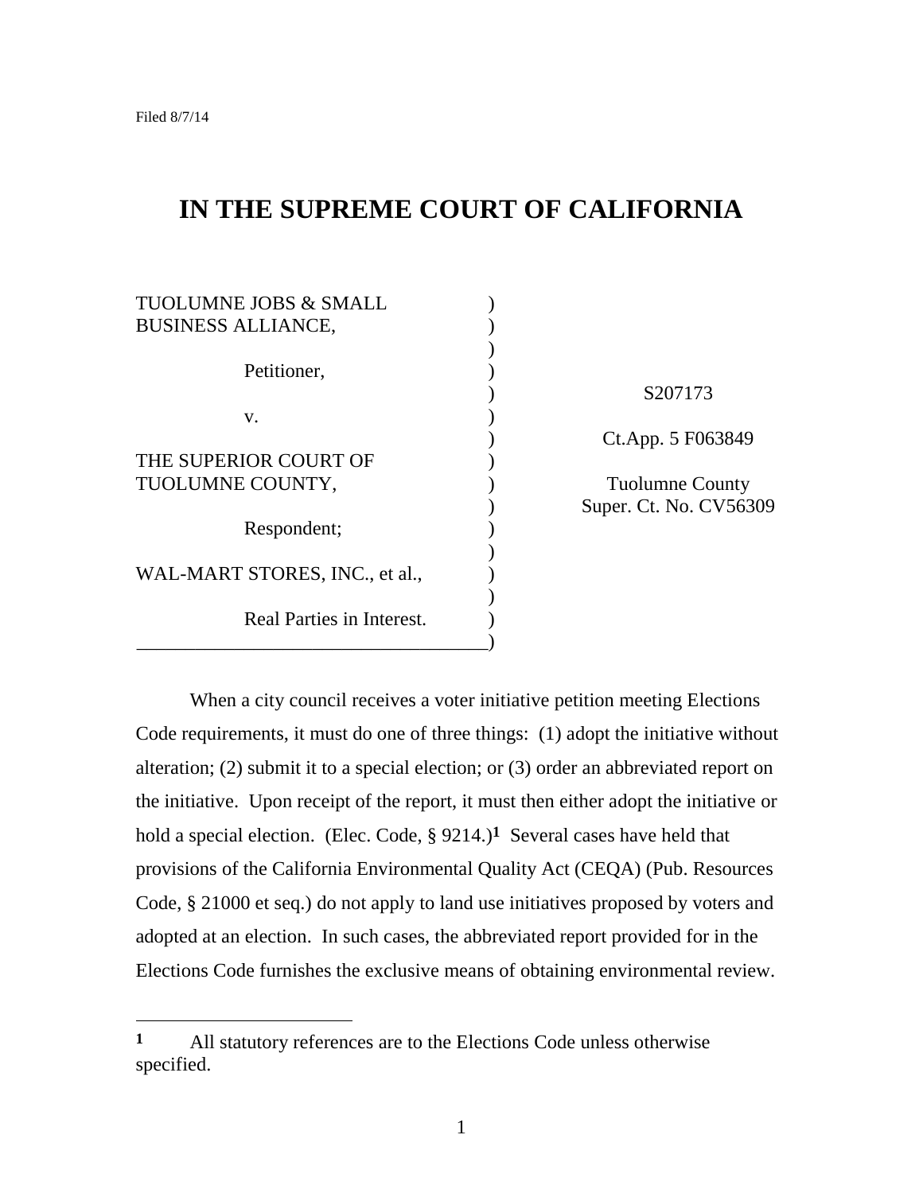Filed 8/7/14

# IN THE SUPREME COURT OF CALIFORNIA

TUOLUMNE JOBS & SMALL BUSINESS ALLIANCE,

Petitioner,

v.

THE SUPERIOR COURT OF TUOLUMNE COUNTY,

Respondent;

WAL-MART STORES, INC., et al.,

Real Parties in Interest.

S207173

Ct.App. 5 F063849

Tuolumne County Super. Ct. No. CV56309

When a city council receives a voter initiative petition meeting Elections Code requirements, it must do one of three things: (1) adopt the initiative without alteration; (2) submit it to a special election; or (3) order an abbreviated report on the initiative. Upon receipt of the report, it must then either adopt the initiative or hold a special election. (Elec. Code, § 9214.)[1] Several cases have held that provisions of the California Environmental Quality Act (CEQA) (Pub. Resources Code, § 21000 et seq.) do not apply to land use initiatives proposed by voters and adopted at an election. In such cases, the abbreviated report provided for in the Elections Code furnishes the exclusive means of obtaining environmental review.

---

**1** All statutory references are to the Elections Code unless otherwise specified.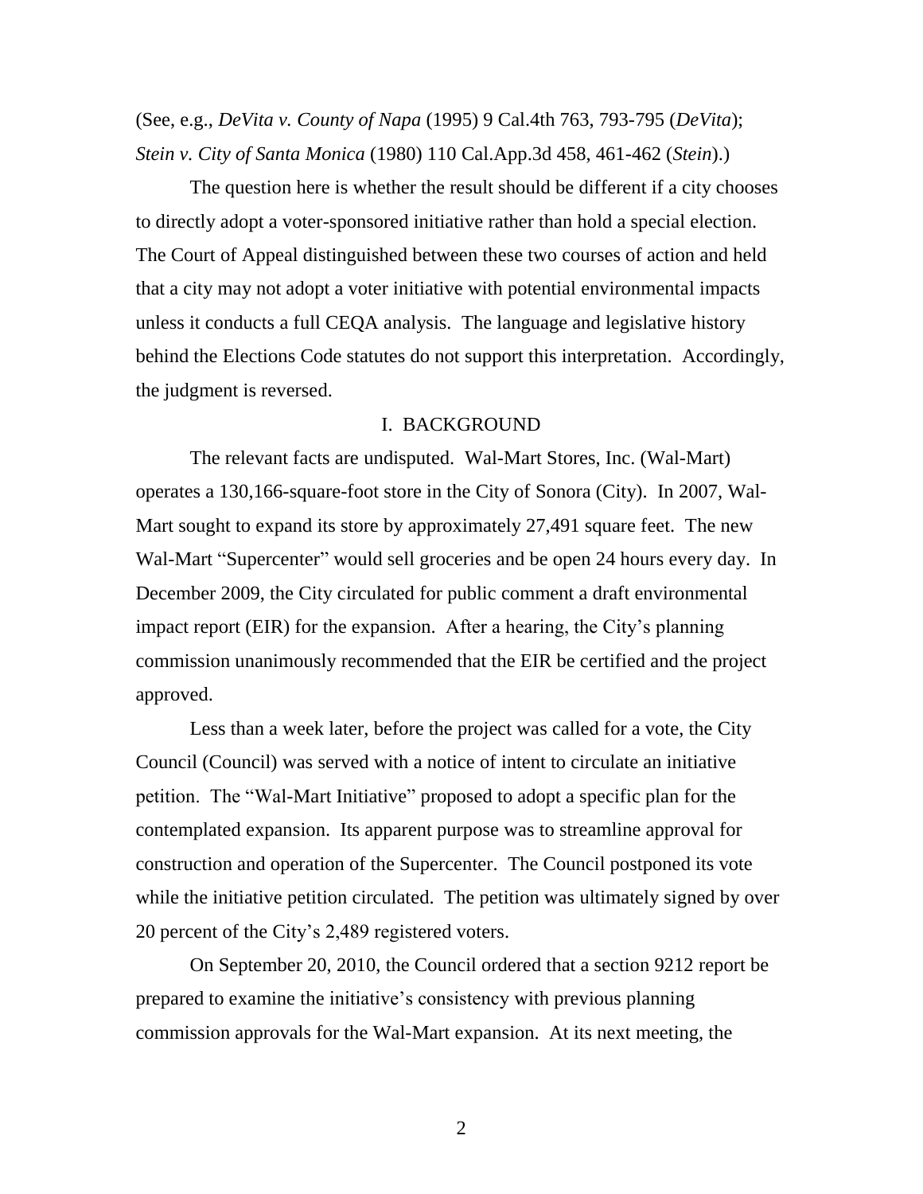(See, e.g., *DeVita v. County of Napa* (1995) 9 Cal.4th 763, 793-795 (*DeVita*); *Stein v. City of Santa Monica* (1980) 110 Cal.App.3d 458, 461-462 (*Stein*).)

The question here is whether the result should be different if a city chooses to directly adopt a voter-sponsored initiative rather than hold a special election. The Court of Appeal distinguished between these two courses of action and held that a city may not adopt a voter initiative with potential environmental impacts unless it conducts a full CEQA analysis. The language and legislative history behind the Elections Code statutes do not support this interpretation. Accordingly, the judgment is reversed.

## I. BACKGROUND

The relevant facts are undisputed. Wal-Mart Stores, Inc. (Wal-Mart) operates a 130,166-square-foot store in the City of Sonora (City). In 2007, Wal-Mart sought to expand its store by approximately 27,491 square feet. The new Wal-Mart "Supercenter" would sell groceries and be open 24 hours every day. In December 2009, the City circulated for public comment a draft environmental impact report (EIR) for the expansion. After a hearing, the City's planning commission unanimously recommended that the EIR be certified and the project approved.

Less than a week later, before the project was called for a vote, the City Council (Council) was served with a notice of intent to circulate an initiative petition. The "Wal-Mart Initiative" proposed to adopt a specific plan for the contemplated expansion. Its apparent purpose was to streamline approval for construction and operation of the Supercenter. The Council postponed its vote while the initiative petition circulated. The petition was ultimately signed by over 20 percent of the City's 2,489 registered voters.

On September 20, 2010, the Council ordered that a section 9212 report be prepared to examine the initiative's consistency with previous planning commission approvals for the Wal-Mart expansion. At its next meeting, the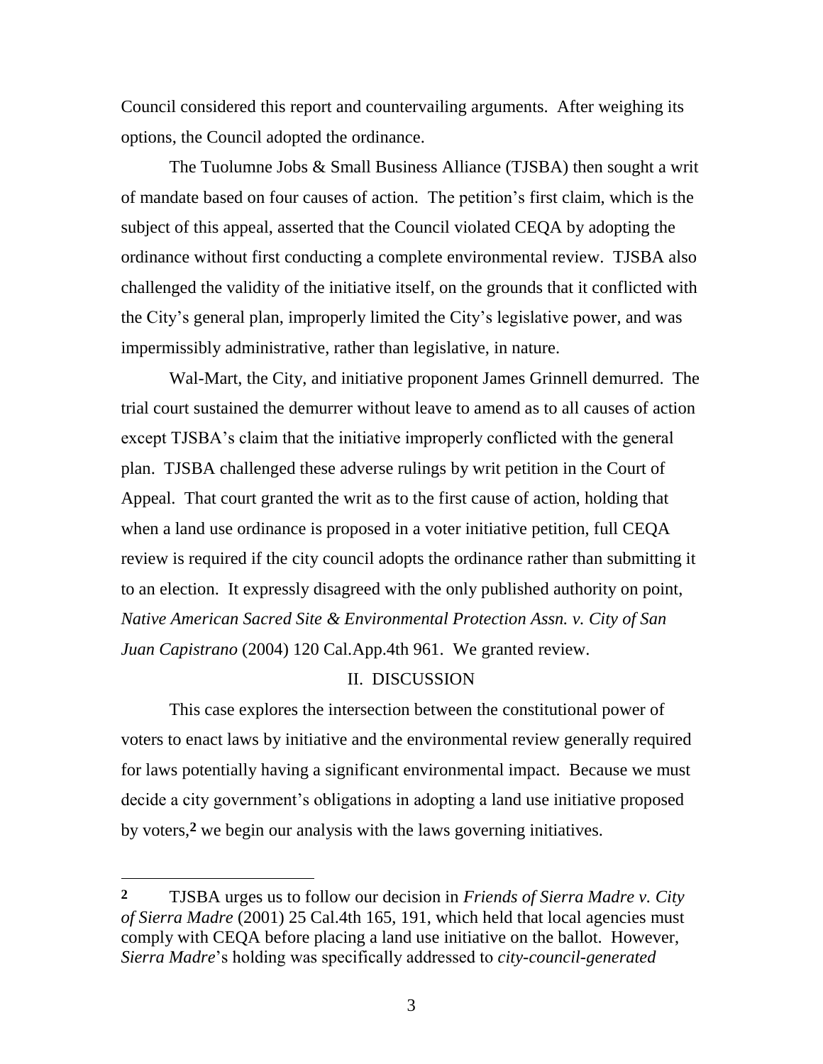Council considered this report and countervailing arguments. After weighing its options, the Council adopted the ordinance.

The Tuolumne Jobs & Small Business Alliance (TJSBA) then sought a writ of mandate based on four causes of action. The petition's first claim, which is the subject of this appeal, asserted that the Council violated CEQA by adopting the ordinance without first conducting a complete environmental review. TJSBA also challenged the validity of the initiative itself, on the grounds that it conflicted with the City's general plan, improperly limited the City's legislative power, and was impermissibly administrative, rather than legislative, in nature.

Wal-Mart, the City, and initiative proponent James Grinnell demurred. The trial court sustained the demurrer without leave to amend as to all causes of action except TJSBA's claim that the initiative improperly conflicted with the general plan. TJSBA challenged these adverse rulings by writ petition in the Court of Appeal. That court granted the writ as to the first cause of action, holding that when a land use ordinance is proposed in a voter initiative petition, full CEQA review is required if the city council adopts the ordinance rather than submitting it to an election. It expressly disagreed with the only published authority on point, *Native American Sacred Site & Environmental Protection Assn. v. City of San Juan Capistrano* (2004) 120 Cal.App.4th 961. We granted review.

## II. DISCUSSION

This case explores the intersection between the constitutional power of voters to enact laws by initiative and the environmental review generally required for laws potentially having a significant environmental impact. Because we must decide a city government's obligations in adopting a land use initiative proposed by voters,[2] we begin our analysis with the laws governing initiatives.

---

**2** TJSBA urges us to follow our decision in *Friends of Sierra Madre v. City of Sierra Madre* (2001) 25 Cal.4th 165, 191, which held that local agencies must comply with CEQA before placing a land use initiative on the ballot. However, *Sierra Madre*'s holding was specifically addressed to *city-council-generated*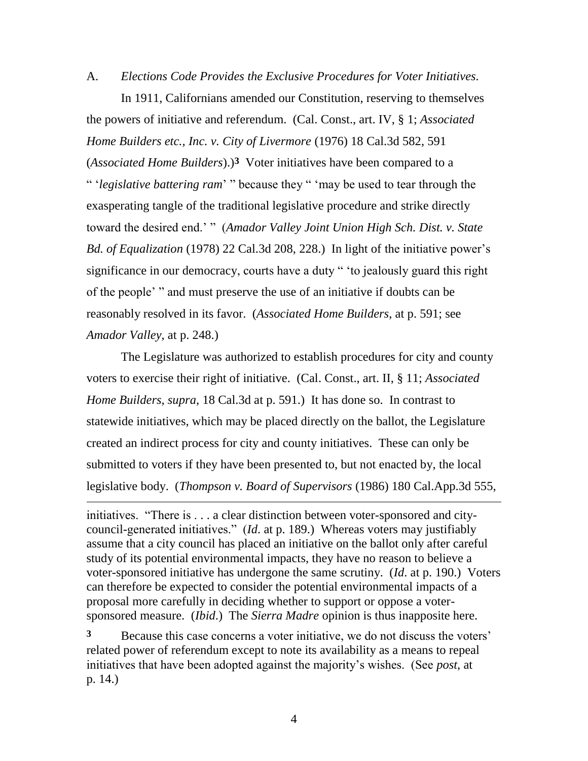A. *Elections Code Provides the Exclusive Procedures for Voter Initiatives.*

In 1911, Californians amended our Constitution, reserving to themselves the powers of initiative and referendum. (Cal. Const., art. IV, § 1; *Associated Home Builders etc., Inc. v. City of Livermore* (1976) 18 Cal.3d 582, 591 (*Associated Home Builders*).)[3] Voter initiatives have been compared to a " '*legislative battering ram*' " because they " 'may be used to tear through the exasperating tangle of the traditional legislative procedure and strike directly toward the desired end.' " (*Amador Valley Joint Union High Sch. Dist. v. State Bd. of Equalization* (1978) 22 Cal.3d 208, 228.) In light of the initiative power's significance in our democracy, courts have a duty " 'to jealously guard this right of the people' " and must preserve the use of an initiative if doubts can be reasonably resolved in its favor. (*Associated Home Builders*, at p. 591; see *Amador Valley*, at p. 248.)

The Legislature was authorized to establish procedures for city and county voters to exercise their right of initiative. (Cal. Const., art. II, § 11; *Associated Home Builders*, *supra*, 18 Cal.3d at p. 591.) It has done so. In contrast to statewide initiatives, which may be placed directly on the ballot, the Legislature created an indirect process for city and county initiatives. These can only be submitted to voters if they have been presented to, but not enacted by, the local legislative body. (*Thompson v. Board of Supervisors* (1986) 180 Cal.App.3d 555,

---

initiatives. "There is . . . a clear distinction between voter-sponsored and city-council-generated initiatives." (*Id*. at p. 189.) Whereas voters may justifiably assume that a city council has placed an initiative on the ballot only after careful study of its potential environmental impacts, they have no reason to believe a voter-sponsored initiative has undergone the same scrutiny. (*Id*. at p. 190.) Voters can therefore be expected to consider the potential environmental impacts of a proposal more carefully in deciding whether to support or oppose a voter-sponsored measure. (*Ibid*.) The *Sierra Madre* opinion is thus inapposite here.

[3] Because this case concerns a voter initiative, we do not discuss the voters' related power of referendum except to note its availability as a means to repeal initiatives that have been adopted against the majority's wishes. (See *post*, at p. 14.)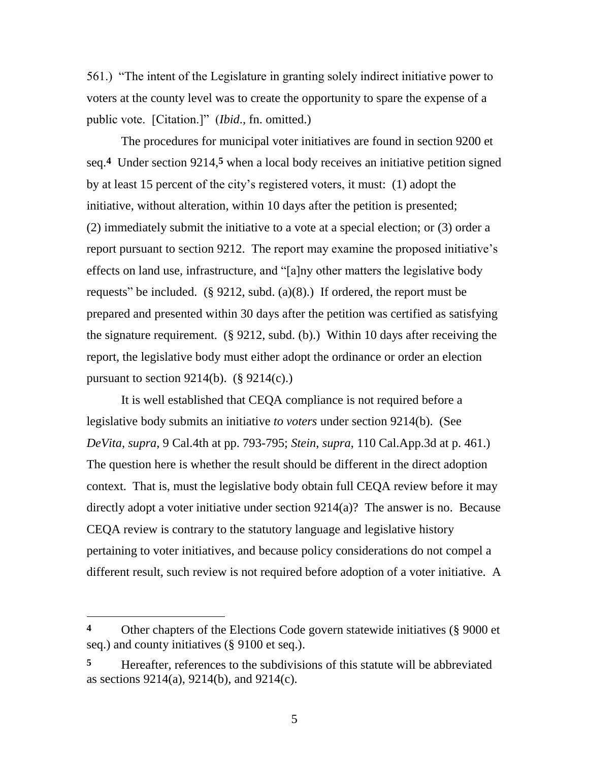561.) "The intent of the Legislature in granting solely indirect initiative power to voters at the county level was to create the opportunity to spare the expense of a public vote. [Citation.]" (*Ibid*., fn. omitted.)

The procedures for municipal voter initiatives are found in section 9200 et seq.[4] Under section 9214,[5] when a local body receives an initiative petition signed by at least 15 percent of the city's registered voters, it must: (1) adopt the initiative, without alteration, within 10 days after the petition is presented; (2) immediately submit the initiative to a vote at a special election; or (3) order a report pursuant to section 9212. The report may examine the proposed initiative's effects on land use, infrastructure, and "[a]ny other matters the legislative body requests" be included. (§ 9212, subd. (a)(8).) If ordered, the report must be prepared and presented within 30 days after the petition was certified as satisfying the signature requirement. (§ 9212, subd. (b).) Within 10 days after receiving the report, the legislative body must either adopt the ordinance or order an election pursuant to section 9214(b). (§ 9214(c).)

It is well established that CEQA compliance is not required before a legislative body submits an initiative *to voters* under section 9214(b). (See *DeVita*, *supra*, 9 Cal.4th at pp. 793-795; *Stein*, *supra*, 110 Cal.App.3d at p. 461.) The question here is whether the result should be different in the direct adoption context. That is, must the legislative body obtain full CEQA review before it may directly adopt a voter initiative under section 9214(a)? The answer is no. Because CEQA review is contrary to the statutory language and legislative history pertaining to voter initiatives, and because policy considerations do not compel a different result, such review is not required before adoption of a voter initiative. A

---

[4] Other chapters of the Elections Code govern statewide initiatives (§ 9000 et seq.) and county initiatives (§ 9100 et seq.).

[5] Hereafter, references to the subdivisions of this statute will be abbreviated as sections 9214(a), 9214(b), and 9214(c).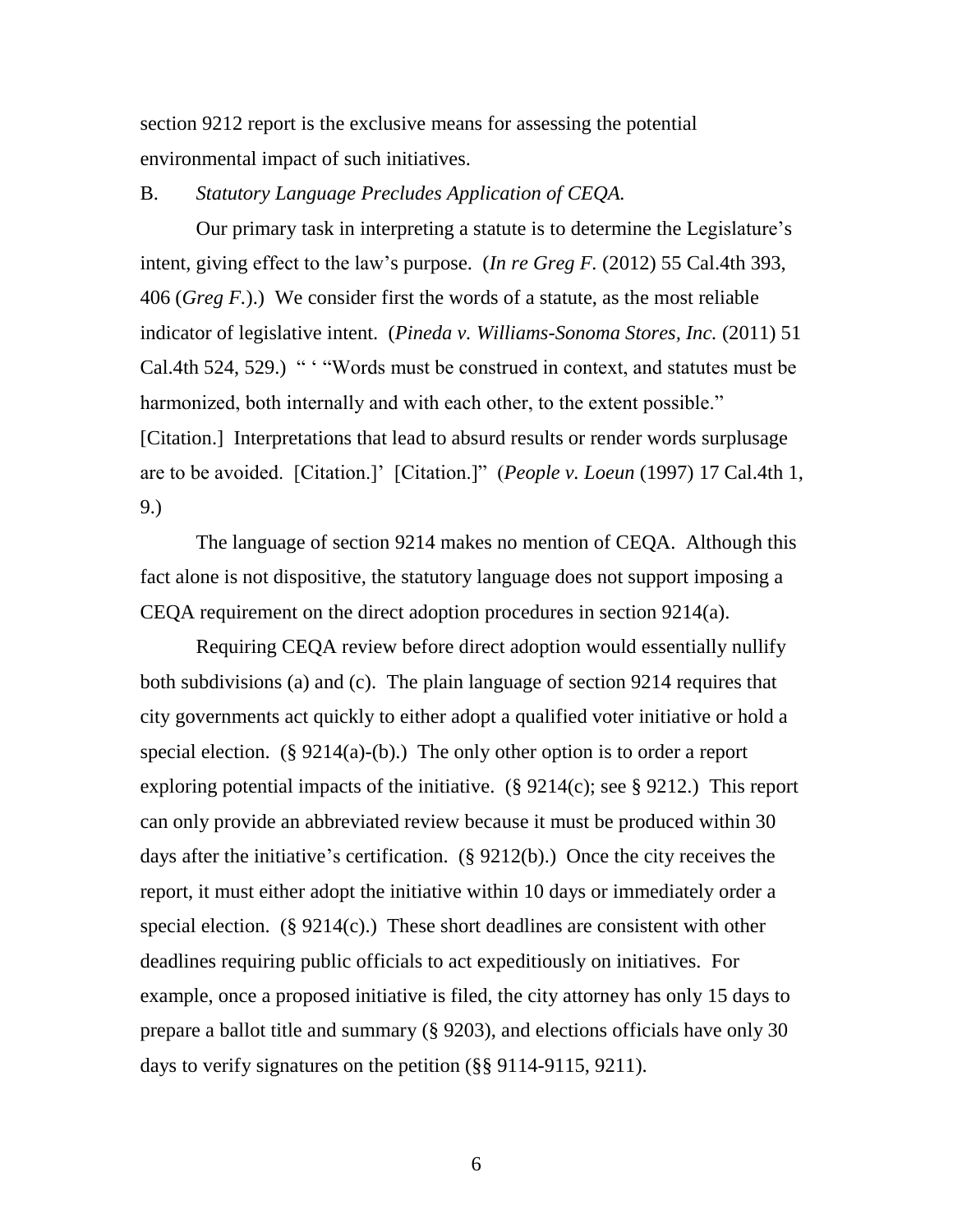section 9212 report is the exclusive means for assessing the potential environmental impact of such initiatives.

B. *Statutory Language Precludes Application of CEQA.*

Our primary task in interpreting a statute is to determine the Legislature's intent, giving effect to the law's purpose. (*In re Greg F.* (2012) 55 Cal.4th 393, 406 (*Greg F.*).) We consider first the words of a statute, as the most reliable indicator of legislative intent. (*Pineda v. Williams-Sonoma Stores, Inc.* (2011) 51 Cal.4th 524, 529.) " ' "Words must be construed in context, and statutes must be harmonized, both internally and with each other, to the extent possible." [Citation.] Interpretations that lead to absurd results or render words surplusage are to be avoided. [Citation.]' [Citation.]" (*People v. Loeun* (1997) 17 Cal.4th 1, 9.)

The language of section 9214 makes no mention of CEQA. Although this fact alone is not dispositive, the statutory language does not support imposing a CEQA requirement on the direct adoption procedures in section 9214(a).

Requiring CEQA review before direct adoption would essentially nullify both subdivisions (a) and (c). The plain language of section 9214 requires that city governments act quickly to either adopt a qualified voter initiative or hold a special election. (§ 9214(a)-(b).) The only other option is to order a report exploring potential impacts of the initiative. (§ 9214(c); see § 9212.) This report can only provide an abbreviated review because it must be produced within 30 days after the initiative's certification. (§ 9212(b).) Once the city receives the report, it must either adopt the initiative within 10 days or immediately order a special election. (§ 9214(c).) These short deadlines are consistent with other deadlines requiring public officials to act expeditiously on initiatives. For example, once a proposed initiative is filed, the city attorney has only 15 days to prepare a ballot title and summary (§ 9203), and elections officials have only 30 days to verify signatures on the petition (§§ 9114-9115, 9211).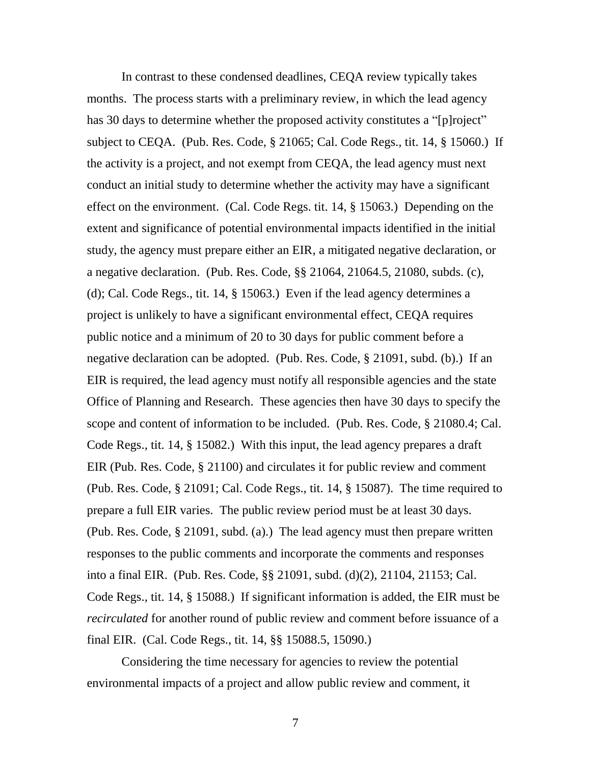In contrast to these condensed deadlines, CEQA review typically takes months. The process starts with a preliminary review, in which the lead agency has 30 days to determine whether the proposed activity constitutes a "[p]roject" subject to CEQA. (Pub. Res. Code, § 21065; Cal. Code Regs., tit. 14, § 15060.) If the activity is a project, and not exempt from CEQA, the lead agency must next conduct an initial study to determine whether the activity may have a significant effect on the environment. (Cal. Code Regs. tit. 14, § 15063.) Depending on the extent and significance of potential environmental impacts identified in the initial study, the agency must prepare either an EIR, a mitigated negative declaration, or a negative declaration. (Pub. Res. Code, §§ 21064, 21064.5, 21080, subds. (c), (d); Cal. Code Regs., tit. 14, § 15063.) Even if the lead agency determines a project is unlikely to have a significant environmental effect, CEQA requires public notice and a minimum of 20 to 30 days for public comment before a negative declaration can be adopted. (Pub. Res. Code, § 21091, subd. (b).) If an EIR is required, the lead agency must notify all responsible agencies and the state Office of Planning and Research. These agencies then have 30 days to specify the scope and content of information to be included. (Pub. Res. Code, § 21080.4; Cal. Code Regs., tit. 14, § 15082.) With this input, the lead agency prepares a draft EIR (Pub. Res. Code, § 21100) and circulates it for public review and comment (Pub. Res. Code, § 21091; Cal. Code Regs., tit. 14, § 15087). The time required to prepare a full EIR varies. The public review period must be at least 30 days. (Pub. Res. Code, § 21091, subd. (a).) The lead agency must then prepare written responses to the public comments and incorporate the comments and responses into a final EIR. (Pub. Res. Code, §§ 21091, subd. (d)(2), 21104, 21153; Cal. Code Regs., tit. 14, § 15088.) If significant information is added, the EIR must be *recirculated* for another round of public review and comment before issuance of a final EIR. (Cal. Code Regs., tit. 14, §§ 15088.5, 15090.)

Considering the time necessary for agencies to review the potential environmental impacts of a project and allow public review and comment, it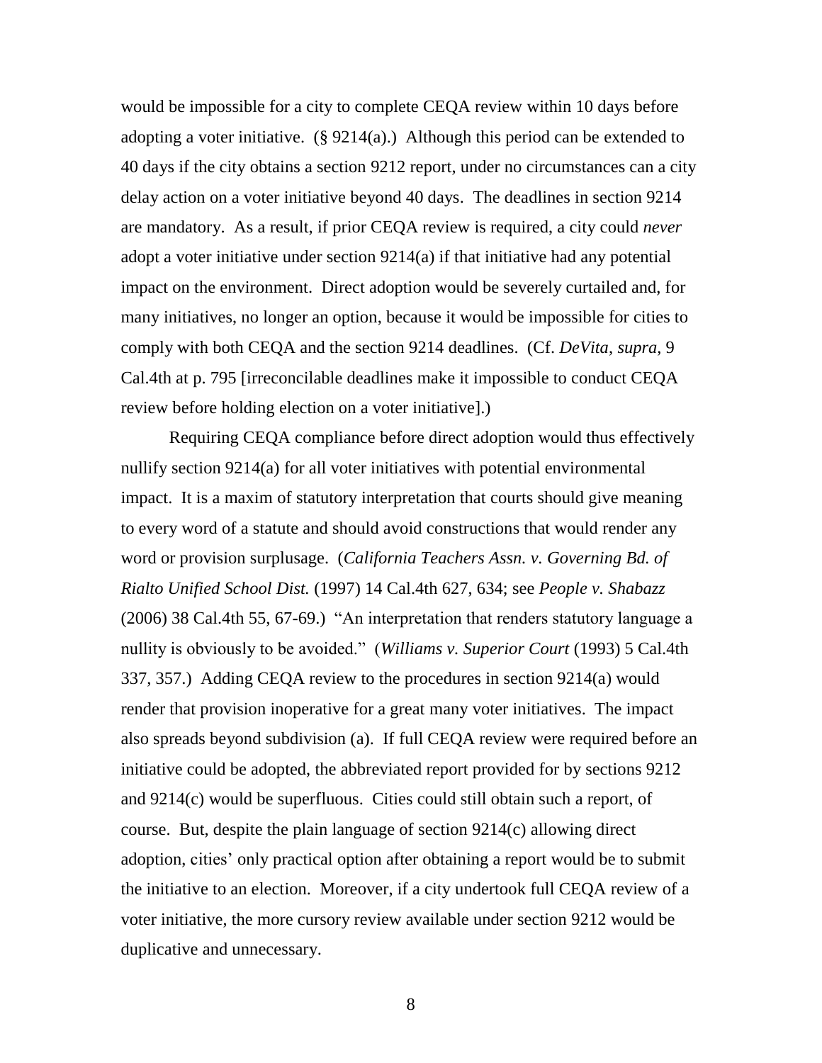would be impossible for a city to complete CEQA review within 10 days before adopting a voter initiative. (§ 9214(a).) Although this period can be extended to 40 days if the city obtains a section 9212 report, under no circumstances can a city delay action on a voter initiative beyond 40 days. The deadlines in section 9214 are mandatory. As a result, if prior CEQA review is required, a city could *never* adopt a voter initiative under section 9214(a) if that initiative had any potential impact on the environment. Direct adoption would be severely curtailed and, for many initiatives, no longer an option, because it would be impossible for cities to comply with both CEQA and the section 9214 deadlines. (Cf. *DeVita*, *supra*, 9 Cal.4th at p. 795 [irreconcilable deadlines make it impossible to conduct CEQA review before holding election on a voter initiative].)

Requiring CEQA compliance before direct adoption would thus effectively nullify section 9214(a) for all voter initiatives with potential environmental impact. It is a maxim of statutory interpretation that courts should give meaning to every word of a statute and should avoid constructions that would render any word or provision surplusage. (*California Teachers Assn. v. Governing Bd. of Rialto Unified School Dist.* (1997) 14 Cal.4th 627, 634; see *People v. Shabazz* (2006) 38 Cal.4th 55, 67-69.) "An interpretation that renders statutory language a nullity is obviously to be avoided." (*Williams v. Superior Court* (1993) 5 Cal.4th 337, 357.) Adding CEQA review to the procedures in section 9214(a) would render that provision inoperative for a great many voter initiatives. The impact also spreads beyond subdivision (a). If full CEQA review were required before an initiative could be adopted, the abbreviated report provided for by sections 9212 and 9214(c) would be superfluous. Cities could still obtain such a report, of course. But, despite the plain language of section 9214(c) allowing direct adoption, cities' only practical option after obtaining a report would be to submit the initiative to an election. Moreover, if a city undertook full CEQA review of a voter initiative, the more cursory review available under section 9212 would be duplicative and unnecessary.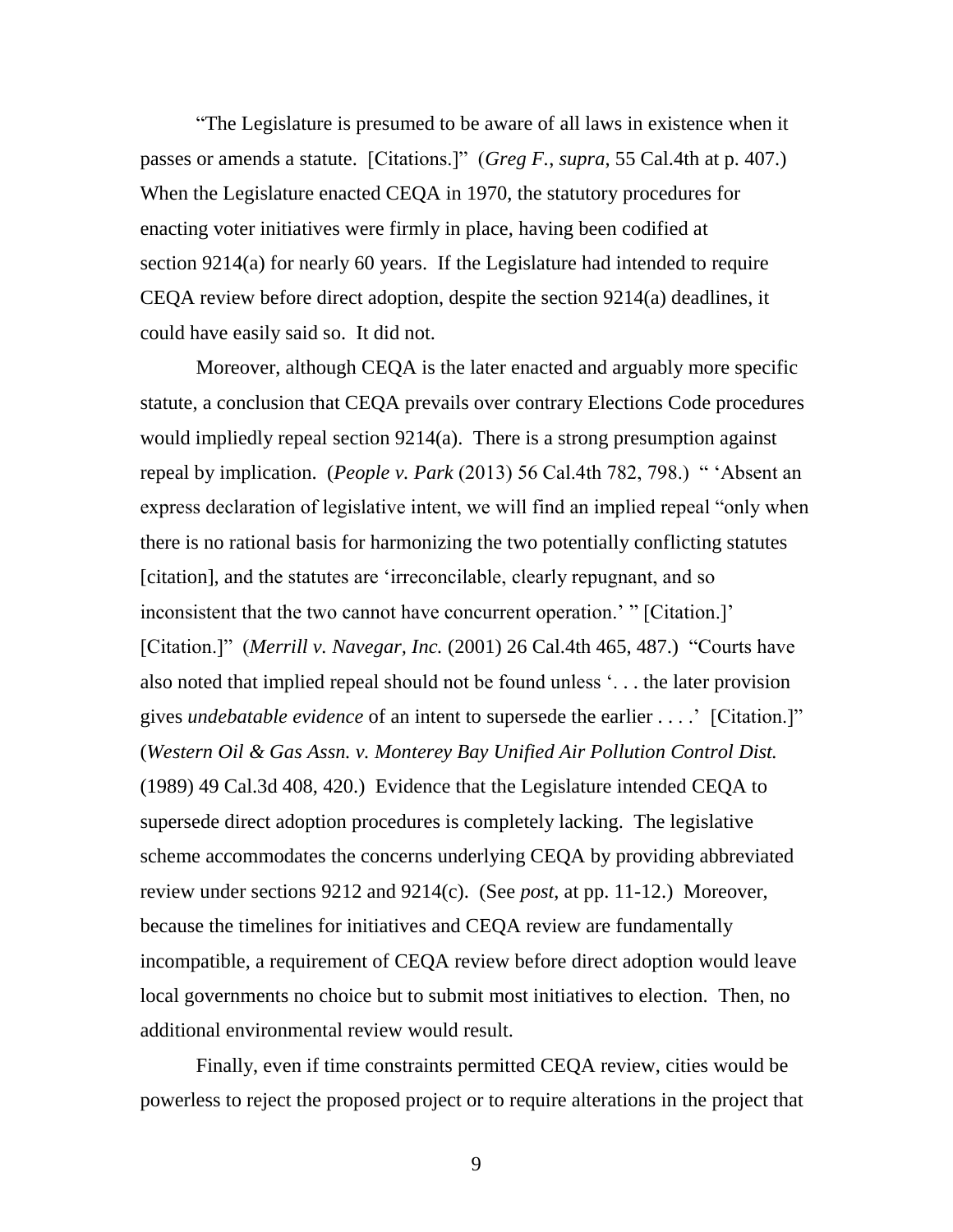“The Legislature is presumed to be aware of all laws in existence when it passes or amends a statute. [Citations.]” (*Greg F.*, *supra*, 55 Cal.4th at p. 407.) When the Legislature enacted CEQA in 1970, the statutory procedures for enacting voter initiatives were firmly in place, having been codified at section 9214(a) for nearly 60 years. If the Legislature had intended to require CEQA review before direct adoption, despite the section 9214(a) deadlines, it could have easily said so. It did not.

Moreover, although CEQA is the later enacted and arguably more specific statute, a conclusion that CEQA prevails over contrary Elections Code procedures would impliedly repeal section 9214(a). There is a strong presumption against repeal by implication. (*People v. Park* (2013) 56 Cal.4th 782, 798.) “ ‘Absent an express declaration of legislative intent, we will find an implied repeal “only when there is no rational basis for harmonizing the two potentially conflicting statutes [citation], and the statutes are ‘irreconcilable, clearly repugnant, and so inconsistent that the two cannot have concurrent operation.’ ” [Citation.]’ [Citation.]” (*Merrill v. Navegar, Inc.* (2001) 26 Cal.4th 465, 487.) “Courts have also noted that implied repeal should not be found unless ‘. . . the later provision gives *undebatable evidence* of an intent to supersede the earlier . . . .’ [Citation.]” (*Western Oil & Gas Assn. v. Monterey Bay Unified Air Pollution Control Dist.* (1989) 49 Cal.3d 408, 420.) Evidence that the Legislature intended CEQA to supersede direct adoption procedures is completely lacking. The legislative scheme accommodates the concerns underlying CEQA by providing abbreviated review under sections 9212 and 9214(c). (See *post*, at pp. 11-12.) Moreover, because the timelines for initiatives and CEQA review are fundamentally incompatible, a requirement of CEQA review before direct adoption would leave local governments no choice but to submit most initiatives to election. Then, no additional environmental review would result.

Finally, even if time constraints permitted CEQA review, cities would be powerless to reject the proposed project or to require alterations in the project that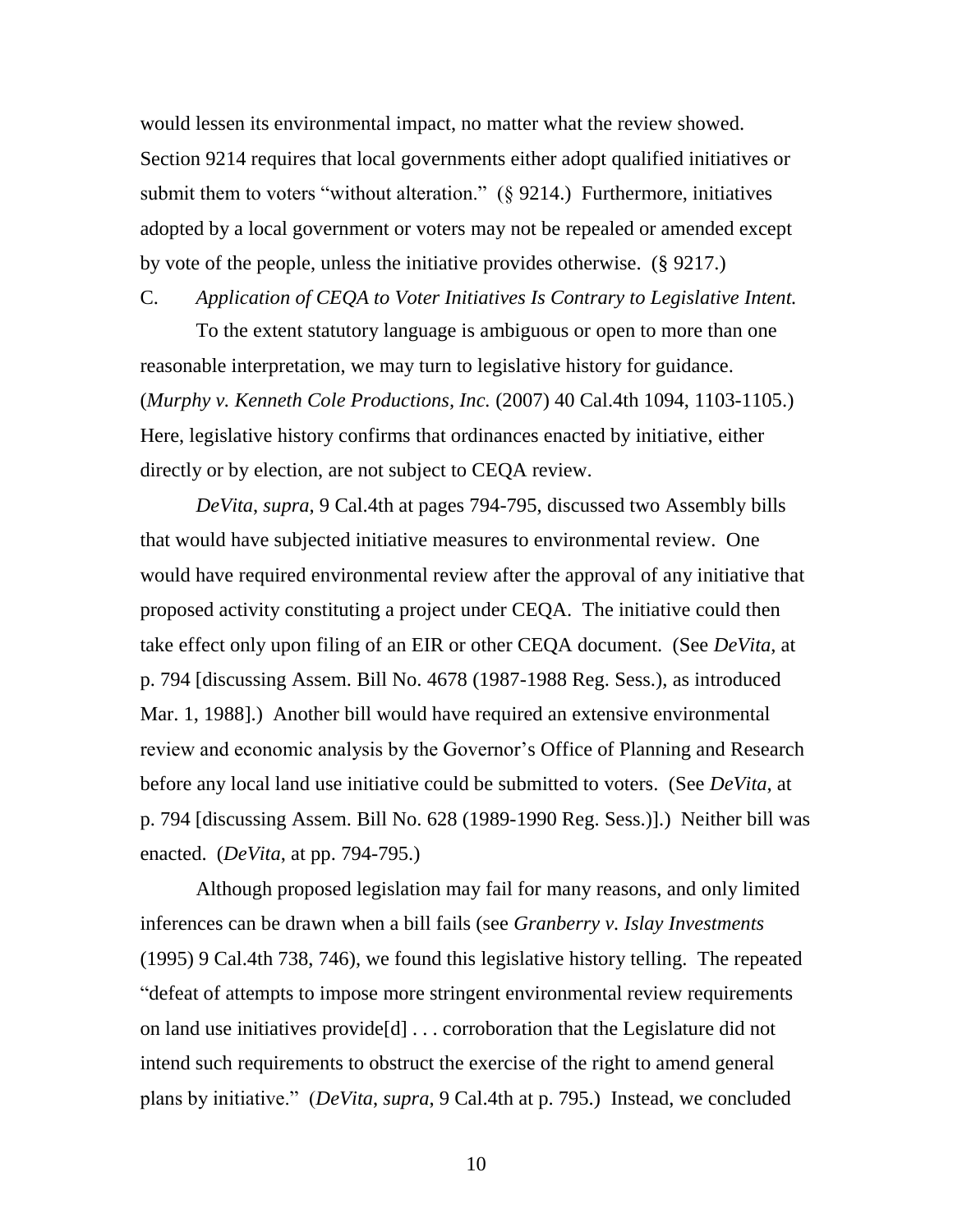would lessen its environmental impact, no matter what the review showed. Section 9214 requires that local governments either adopt qualified initiatives or submit them to voters "without alteration." (§ 9214.) Furthermore, initiatives adopted by a local government or voters may not be repealed or amended except by vote of the people, unless the initiative provides otherwise. (§ 9217.)

C. *Application of CEQA to Voter Initiatives Is Contrary to Legislative Intent.*

To the extent statutory language is ambiguous or open to more than one reasonable interpretation, we may turn to legislative history for guidance. (*Murphy v. Kenneth Cole Productions, Inc.* (2007) 40 Cal.4th 1094, 1103-1105.) Here, legislative history confirms that ordinances enacted by initiative, either directly or by election, are not subject to CEQA review.

*DeVita*, *supra*, 9 Cal.4th at pages 794-795, discussed two Assembly bills that would have subjected initiative measures to environmental review. One would have required environmental review after the approval of any initiative that proposed activity constituting a project under CEQA. The initiative could then take effect only upon filing of an EIR or other CEQA document. (See *DeVita*, at p. 794 [discussing Assem. Bill No. 4678 (1987-1988 Reg. Sess.), as introduced Mar. 1, 1988].) Another bill would have required an extensive environmental review and economic analysis by the Governor's Office of Planning and Research before any local land use initiative could be submitted to voters. (See *DeVita*, at p. 794 [discussing Assem. Bill No. 628 (1989-1990 Reg. Sess.)].) Neither bill was enacted. (*DeVita*, at pp. 794-795.)

Although proposed legislation may fail for many reasons, and only limited inferences can be drawn when a bill fails (see *Granberry v. Islay Investments* (1995) 9 Cal.4th 738, 746), we found this legislative history telling. The repeated "defeat of attempts to impose more stringent environmental review requirements on land use initiatives provide[d] . . . corroboration that the Legislature did not intend such requirements to obstruct the exercise of the right to amend general plans by initiative." (*DeVita*, *supra*, 9 Cal.4th at p. 795.) Instead, we concluded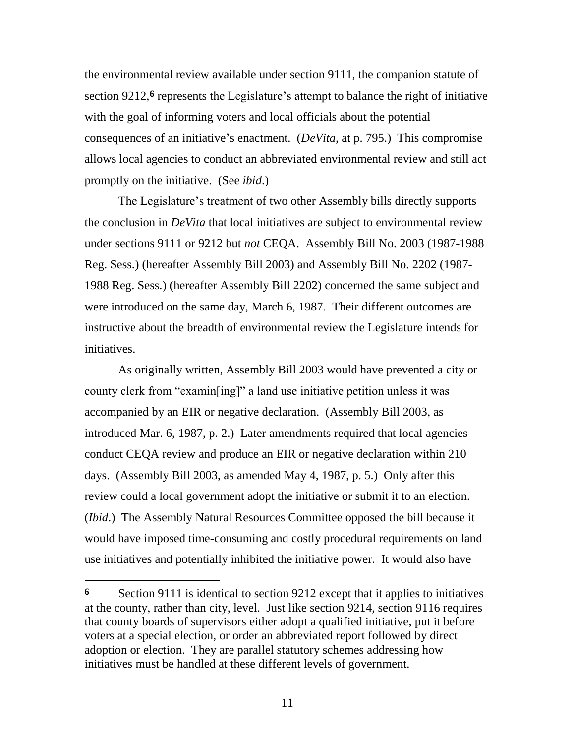the environmental review available under section 9111, the companion statute of section 9212,[6] represents the Legislature's attempt to balance the right of initiative with the goal of informing voters and local officials about the potential consequences of an initiative's enactment. (*DeVita*, at p. 795.) This compromise allows local agencies to conduct an abbreviated environmental review and still act promptly on the initiative. (See *ibid*.)

The Legislature's treatment of two other Assembly bills directly supports the conclusion in *DeVita* that local initiatives are subject to environmental review under sections 9111 or 9212 but *not* CEQA. Assembly Bill No. 2003 (1987-1988 Reg. Sess.) (hereafter Assembly Bill 2003) and Assembly Bill No. 2202 (1987-1988 Reg. Sess.) (hereafter Assembly Bill 2202) concerned the same subject and were introduced on the same day, March 6, 1987. Their different outcomes are instructive about the breadth of environmental review the Legislature intends for initiatives.

As originally written, Assembly Bill 2003 would have prevented a city or county clerk from "examin[ing]" a land use initiative petition unless it was accompanied by an EIR or negative declaration. (Assembly Bill 2003, as introduced Mar. 6, 1987, p. 2.) Later amendments required that local agencies conduct CEQA review and produce an EIR or negative declaration within 210 days. (Assembly Bill 2003, as amended May 4, 1987, p. 5.) Only after this review could a local government adopt the initiative or submit it to an election. (*Ibid*.) The Assembly Natural Resources Committee opposed the bill because it would have imposed time-consuming and costly procedural requirements on land use initiatives and potentially inhibited the initiative power. It would also have

---

**6** Section 9111 is identical to section 9212 except that it applies to initiatives at the county, rather than city, level. Just like section 9214, section 9116 requires that county boards of supervisors either adopt a qualified initiative, put it before voters at a special election, or order an abbreviated report followed by direct adoption or election. They are parallel statutory schemes addressing how initiatives must be handled at these different levels of government.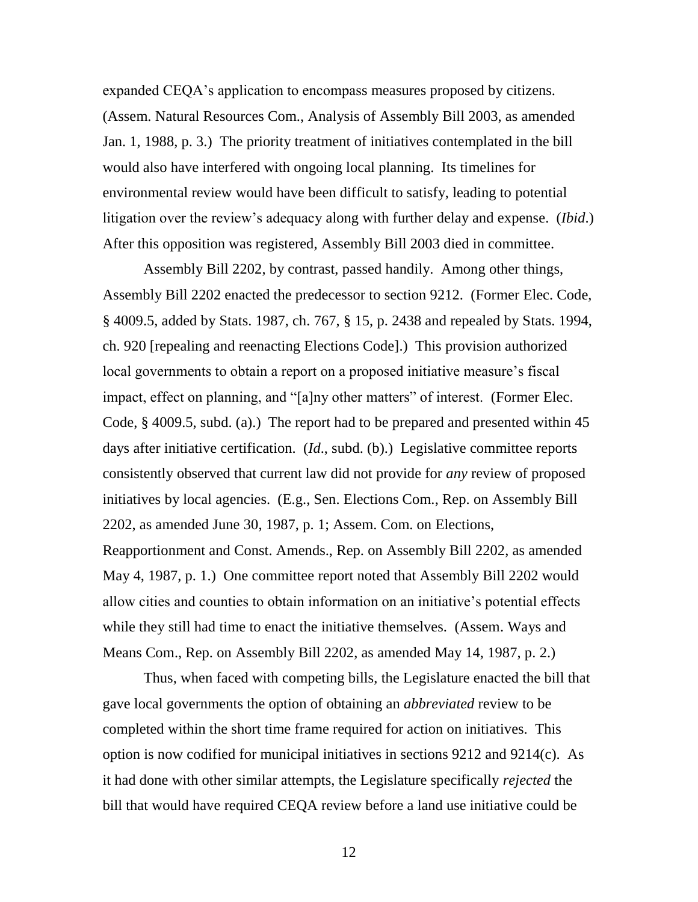expanded CEQA's application to encompass measures proposed by citizens. (Assem. Natural Resources Com., Analysis of Assembly Bill 2003, as amended Jan. 1, 1988, p. 3.) The priority treatment of initiatives contemplated in the bill would also have interfered with ongoing local planning. Its timelines for environmental review would have been difficult to satisfy, leading to potential litigation over the review's adequacy along with further delay and expense. (*Ibid*.) After this opposition was registered, Assembly Bill 2003 died in committee.

Assembly Bill 2202, by contrast, passed handily. Among other things, Assembly Bill 2202 enacted the predecessor to section 9212. (Former Elec. Code, § 4009.5, added by Stats. 1987, ch. 767, § 15, p. 2438 and repealed by Stats. 1994, ch. 920 [repealing and reenacting Elections Code].) This provision authorized local governments to obtain a report on a proposed initiative measure's fiscal impact, effect on planning, and "[a]ny other matters" of interest. (Former Elec. Code, § 4009.5, subd. (a).) The report had to be prepared and presented within 45 days after initiative certification. (*Id*., subd. (b).) Legislative committee reports consistently observed that current law did not provide for *any* review of proposed initiatives by local agencies. (E.g., Sen. Elections Com., Rep. on Assembly Bill 2202, as amended June 30, 1987, p. 1; Assem. Com. on Elections, Reapportionment and Const. Amends., Rep. on Assembly Bill 2202, as amended May 4, 1987, p. 1.) One committee report noted that Assembly Bill 2202 would allow cities and counties to obtain information on an initiative's potential effects while they still had time to enact the initiative themselves. (Assem. Ways and Means Com., Rep. on Assembly Bill 2202, as amended May 14, 1987, p. 2.)

Thus, when faced with competing bills, the Legislature enacted the bill that gave local governments the option of obtaining an *abbreviated* review to be completed within the short time frame required for action on initiatives. This option is now codified for municipal initiatives in sections 9212 and 9214(c). As it had done with other similar attempts, the Legislature specifically *rejected* the bill that would have required CEQA review before a land use initiative could be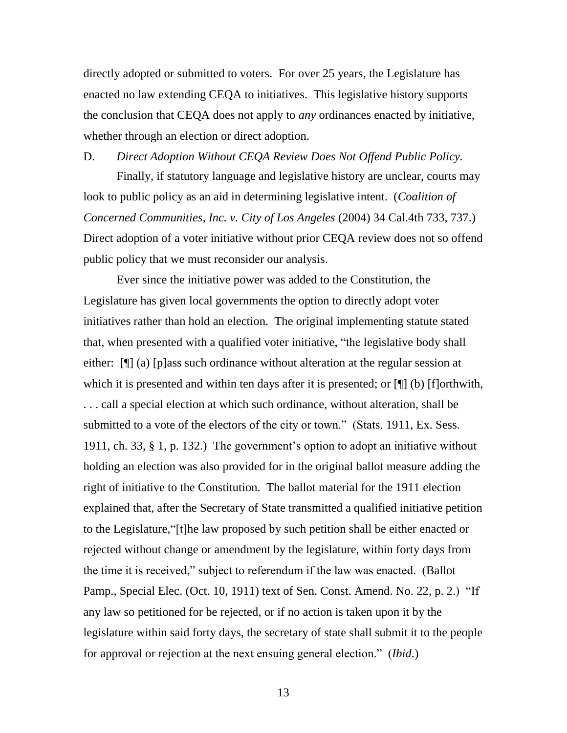directly adopted or submitted to voters. For over 25 years, the Legislature has enacted no law extending CEQA to initiatives. This legislative history supports the conclusion that CEQA does not apply to *any* ordinances enacted by initiative, whether through an election or direct adoption.

D. *Direct Adoption Without CEQA Review Does Not Offend Public Policy.*

Finally, if statutory language and legislative history are unclear, courts may look to public policy as an aid in determining legislative intent. (*Coalition of Concerned Communities, Inc. v. City of Los Angeles* (2004) 34 Cal.4th 733, 737.) Direct adoption of a voter initiative without prior CEQA review does not so offend public policy that we must reconsider our analysis.

Ever since the initiative power was added to the Constitution, the Legislature has given local governments the option to directly adopt voter initiatives rather than hold an election. The original implementing statute stated that, when presented with a qualified voter initiative, "the legislative body shall either: [¶] (a) [p]ass such ordinance without alteration at the regular session at which it is presented and within ten days after it is presented; or [¶] (b) [f]orthwith, . . . call a special election at which such ordinance, without alteration, shall be submitted to a vote of the electors of the city or town." (Stats. 1911, Ex. Sess. 1911, ch. 33, § 1, p. 132.) The government's option to adopt an initiative without holding an election was also provided for in the original ballot measure adding the right of initiative to the Constitution. The ballot material for the 1911 election explained that, after the Secretary of State transmitted a qualified initiative petition to the Legislature,"[t]he law proposed by such petition shall be either enacted or rejected without change or amendment by the legislature, within forty days from the time it is received," subject to referendum if the law was enacted. (Ballot Pamp., Special Elec. (Oct. 10, 1911) text of Sen. Const. Amend. No. 22, p. 2.) "If any law so petitioned for be rejected, or if no action is taken upon it by the legislature within said forty days, the secretary of state shall submit it to the people for approval or rejection at the next ensuing general election." (*Ibid.*)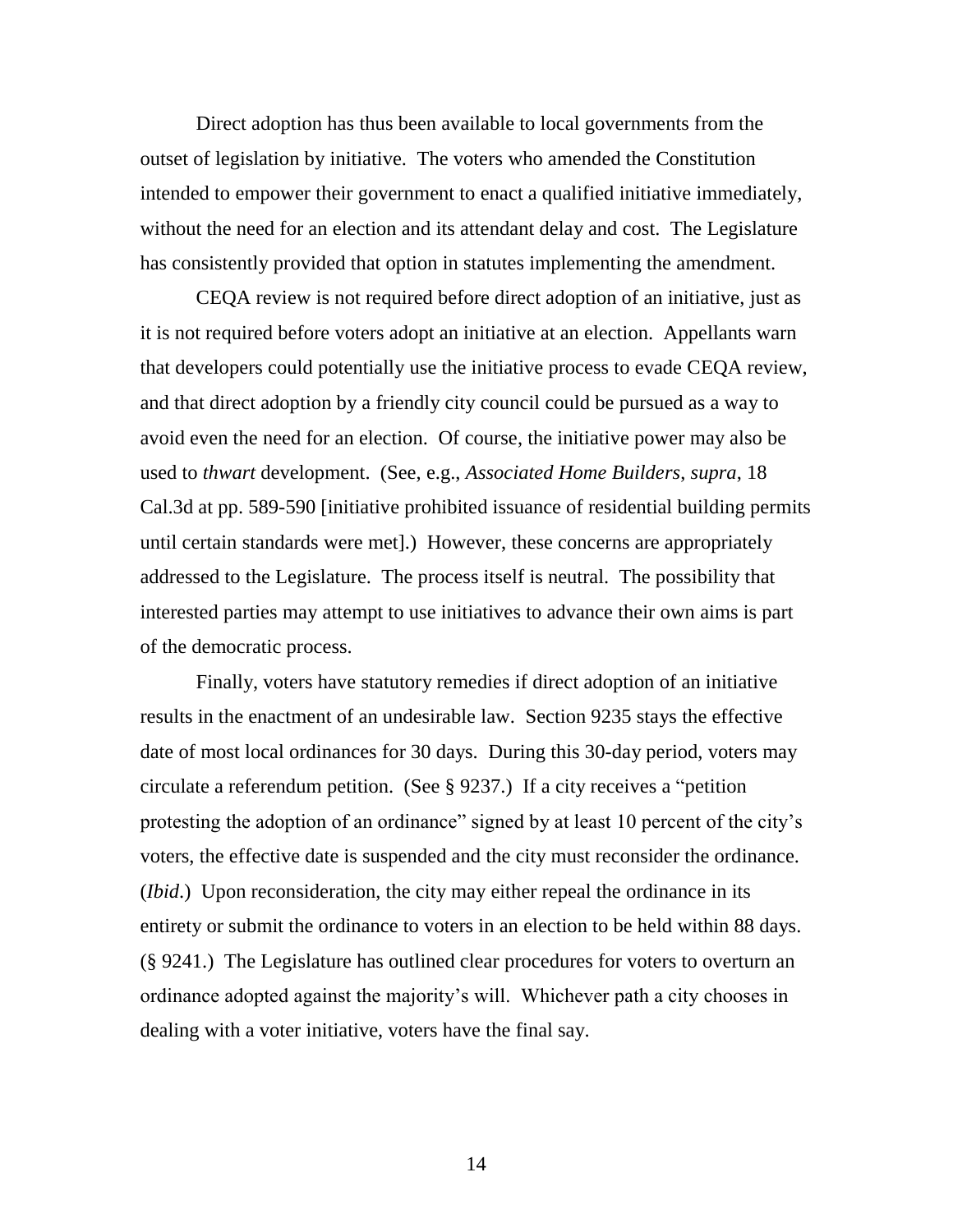Direct adoption has thus been available to local governments from the outset of legislation by initiative. The voters who amended the Constitution intended to empower their government to enact a qualified initiative immediately, without the need for an election and its attendant delay and cost. The Legislature has consistently provided that option in statutes implementing the amendment.

CEQA review is not required before direct adoption of an initiative, just as it is not required before voters adopt an initiative at an election. Appellants warn that developers could potentially use the initiative process to evade CEQA review, and that direct adoption by a friendly city council could be pursued as a way to avoid even the need for an election. Of course, the initiative power may also be used to *thwart* development. (See, e.g., *Associated Home Builders*, *supra*, 18 Cal.3d at pp. 589-590 [initiative prohibited issuance of residential building permits until certain standards were met].) However, these concerns are appropriately addressed to the Legislature. The process itself is neutral. The possibility that interested parties may attempt to use initiatives to advance their own aims is part of the democratic process.

Finally, voters have statutory remedies if direct adoption of an initiative results in the enactment of an undesirable law. Section 9235 stays the effective date of most local ordinances for 30 days. During this 30-day period, voters may circulate a referendum petition. (See § 9237.) If a city receives a "petition protesting the adoption of an ordinance" signed by at least 10 percent of the city's voters, the effective date is suspended and the city must reconsider the ordinance. (*Ibid*.) Upon reconsideration, the city may either repeal the ordinance in its entirety or submit the ordinance to voters in an election to be held within 88 days. (§ 9241.) The Legislature has outlined clear procedures for voters to overturn an ordinance adopted against the majority's will. Whichever path a city chooses in dealing with a voter initiative, voters have the final say.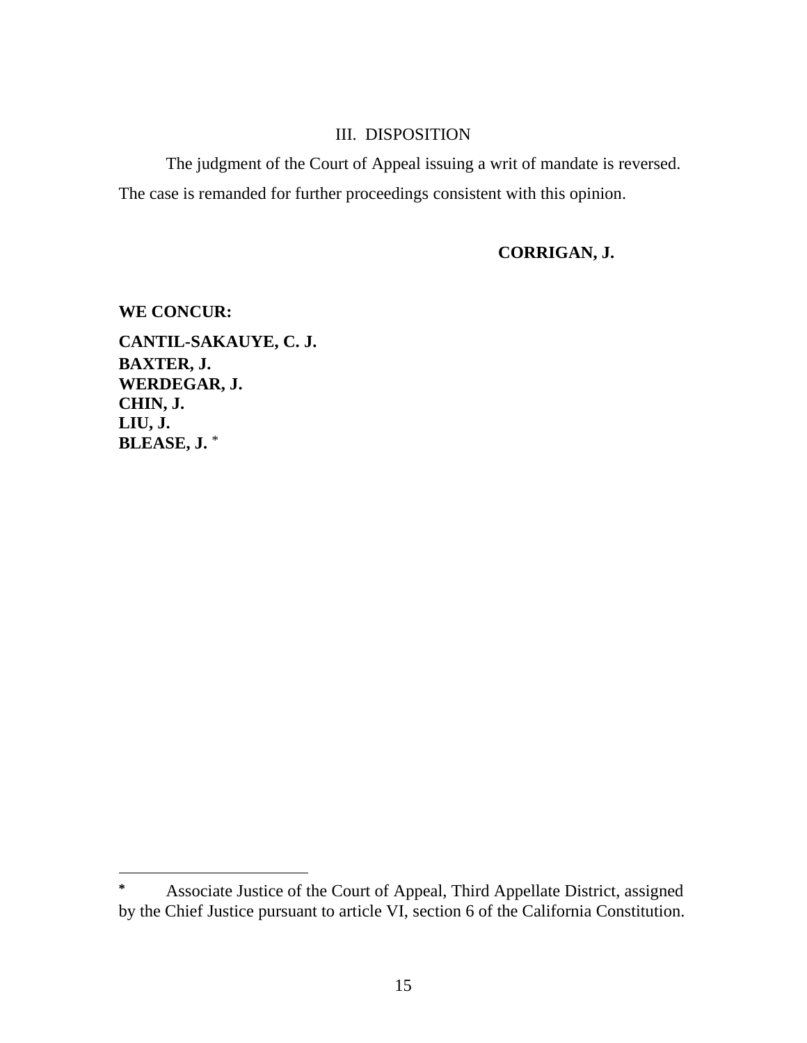### III. DISPOSITION

The judgment of the Court of Appeal issuing a writ of mandate is reversed. The case is remanded for further proceedings consistent with this opinion.

**CORRIGAN, J.**

**WE CONCUR:**

**CANTIL-SAKAUYE, C. J.**
**BAXTER, J.**
**WERDEGAR, J.**
**CHIN, J.**
**LIU, J.**
**BLEASE, J.** *

---

* Associate Justice of the Court of Appeal, Third Appellate District, assigned by the Chief Justice pursuant to article VI, section 6 of the California Constitution.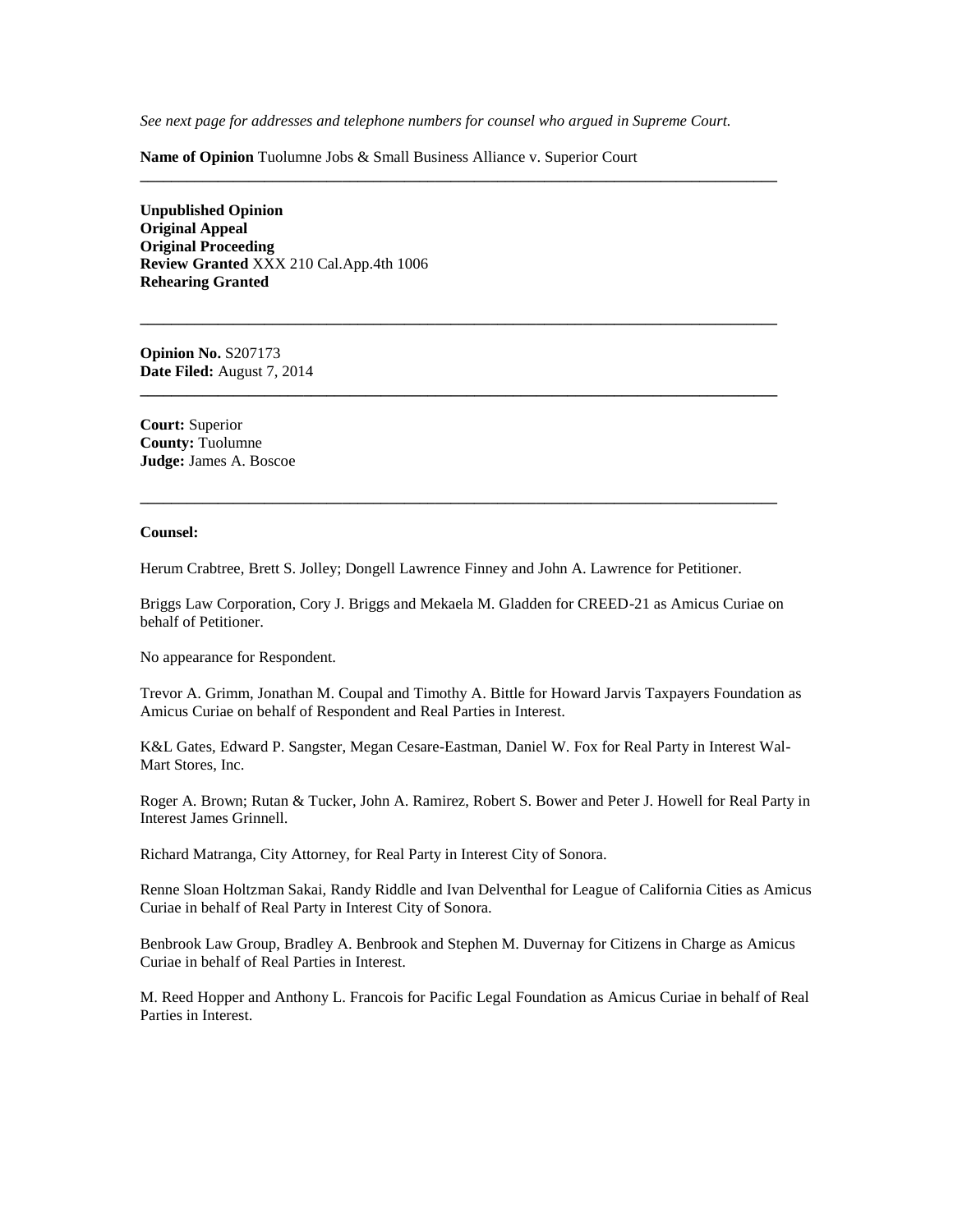*See next page for addresses and telephone numbers for counsel who argued in Supreme Court.*

**Name of Opinion** Tuolumne Jobs & Small Business Alliance v. Superior Court

---

**Unpublished Opinion**
**Original Appeal**
**Original Proceeding**
**Review Granted** XXX 210 Cal.App.4th 1006
**Rehearing Granted**

---

**Opinion No.** S207173
**Date Filed:** August 7, 2014

---

**Court:** Superior
**County:** Tuolumne
**Judge:** James A. Boscoe

---

**Counsel:**

Herum Crabtree, Brett S. Jolley; Dongell Lawrence Finney and John A. Lawrence for Petitioner.

Briggs Law Corporation, Cory J. Briggs and Mekaela M. Gladden for CREED-21 as Amicus Curiae on behalf of Petitioner.

No appearance for Respondent.

Trevor A. Grimm, Jonathan M. Coupal and Timothy A. Bittle for Howard Jarvis Taxpayers Foundation as Amicus Curiae on behalf of Respondent and Real Parties in Interest.

K&L Gates, Edward P. Sangster, Megan Cesare-Eastman, Daniel W. Fox for Real Party in Interest Wal-Mart Stores, Inc.

Roger A. Brown; Rutan & Tucker, John A. Ramirez, Robert S. Bower and Peter J. Howell for Real Party in Interest James Grinnell.

Richard Matranga, City Attorney, for Real Party in Interest City of Sonora.

Renne Sloan Holtzman Sakai, Randy Riddle and Ivan Delventhal for League of California Cities as Amicus Curiae in behalf of Real Party in Interest City of Sonora.

Benbrook Law Group, Bradley A. Benbrook and Stephen M. Duvernay for Citizens in Charge as Amicus Curiae in behalf of Real Parties in Interest.

M. Reed Hopper and Anthony L. Francois for Pacific Legal Foundation as Amicus Curiae in behalf of Real Parties in Interest.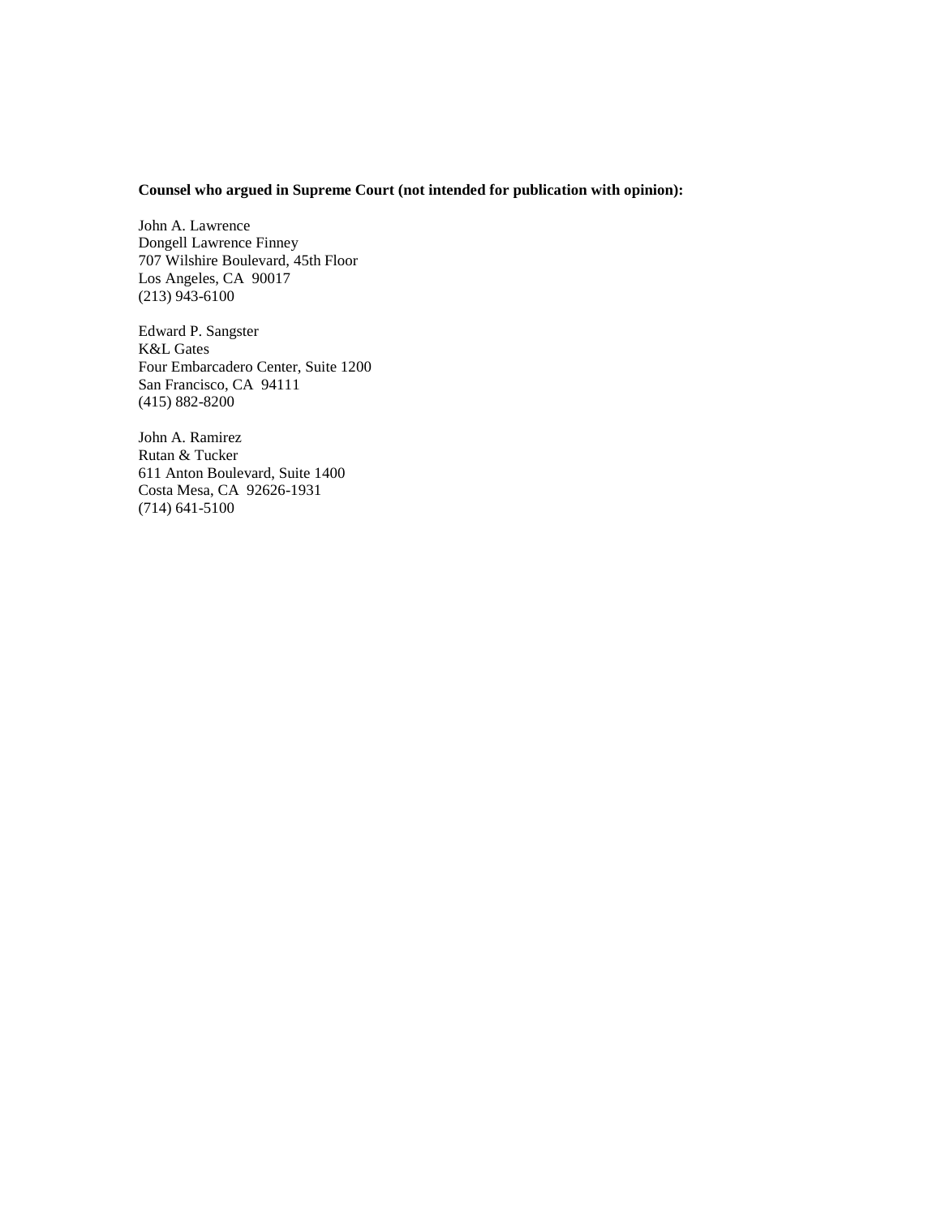**Counsel who argued in Supreme Court (not intended for publication with opinion):**

John A. Lawrence
Dongell Lawrence Finney
707 Wilshire Boulevard, 45th Floor
Los Angeles, CA 90017
(213) 943-6100

Edward P. Sangster
K&L Gates
Four Embarcadero Center, Suite 1200
San Francisco, CA 94111
(415) 882-8200

John A. Ramirez
Rutan & Tucker
611 Anton Boulevard, Suite 1400
Costa Mesa, CA 92626-1931
(714) 641-5100